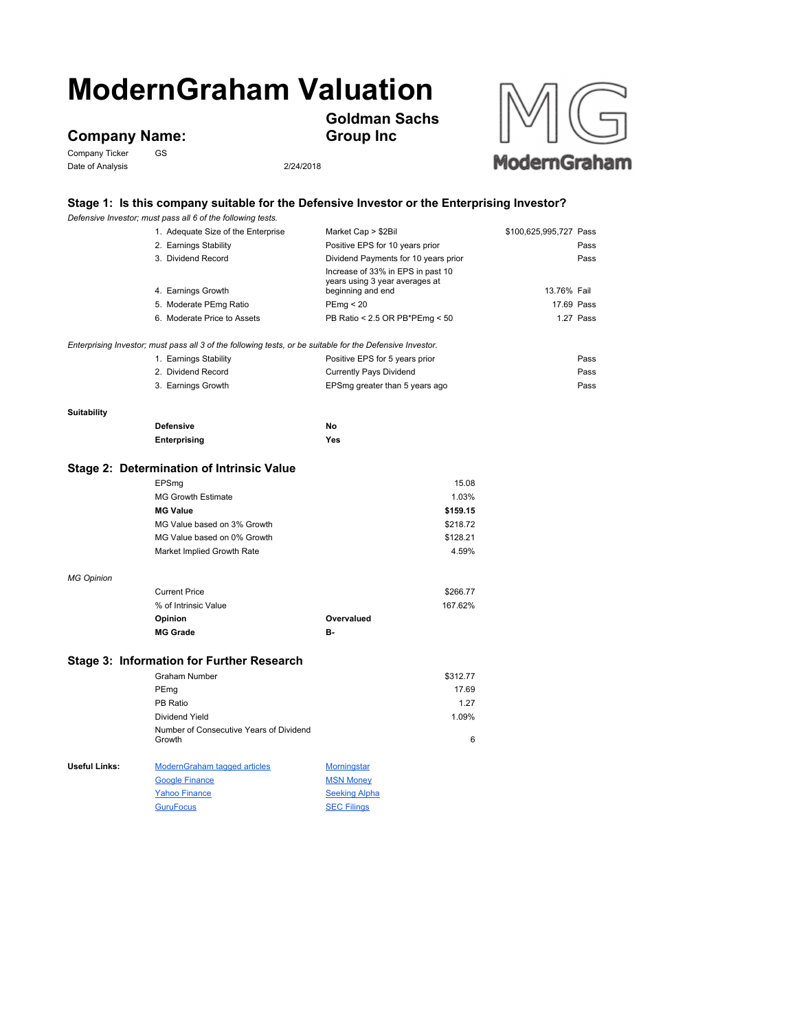# ModernGraham Valuation

## Company Name:

**Goldman Sachs Group Inc**

Company Ticker GS

Date of Analysis 2/24/2018

### Stage 1: Is this company suitable for the Defensive Investor or the Enterprising Investor?

*Defensive Investor; must pass all 6 of the following tests.*

| Test | Criteria | Value | Result |
|---|---|---|---|
| 1. Adequate Size of the Enterprise | Market Cap > $2Bil | $100,625,995,727 | Pass |
| 2. Earnings Stability | Positive EPS for 10 years prior | | Pass |
| 3. Dividend Record | Dividend Payments for 10 years prior | | Pass |
| 4. Earnings Growth | Increase of 33% in EPS in past 10 years using 3 year averages at beginning and end | 13.76% | Fail |
| 5. Moderate PEmg Ratio | PEmg < 20 | 17.69 | Pass |
| 6. Moderate Price to Assets | PB Ratio < 2.5 OR PB*PEmg < 50 | 1.27 | Pass |

*Enterprising Investor; must pass all 3 of the following tests, or be suitable for the Defensive Investor.*

| Test | Criteria | Result |
|---|---|---|
| 1. Earnings Stability | Positive EPS for 5 years prior | Pass |
| 2. Dividend Record | Currently Pays Dividend | Pass |
| 3. Earnings Growth | EPSmg greater than 5 years ago | Pass |

**Suitability**

| | |
|---|---|
| **Defensive** | **No** |
| **Enterprising** | **Yes** |

### Stage 2: Determination of Intrinsic Value

| | |
|---|---|
| EPSmg | 15.08 |
| MG Growth Estimate | 1.03% |
| **MG Value** | **$159.15** |
| MG Value based on 3% Growth | $218.72 |
| MG Value based on 0% Growth | $128.21 |
| Market Implied Growth Rate | 4.59% |

*MG Opinion*

| | | |
|---|---|---|
| Current Price | | $266.77 |
| % of Intrinsic Value | | 167.62% |
| **Opinion** | **Overvalued** | |
| **MG Grade** | **B-** | |

### Stage 3: Information for Further Research

| | |
|---|---|
| Graham Number | $312.77 |
| PEmg | 17.69 |
| PB Ratio | 1.27 |
| Dividend Yield | 1.09% |
| Number of Consecutive Years of Dividend Growth | 6 |

**Useful Links:**

| | |
|---|---|
| ModernGraham tagged articles | Morningstar |
| Google Finance | MSN Money |
| Yahoo Finance | Seeking Alpha |
| GuruFocus | SEC Filings |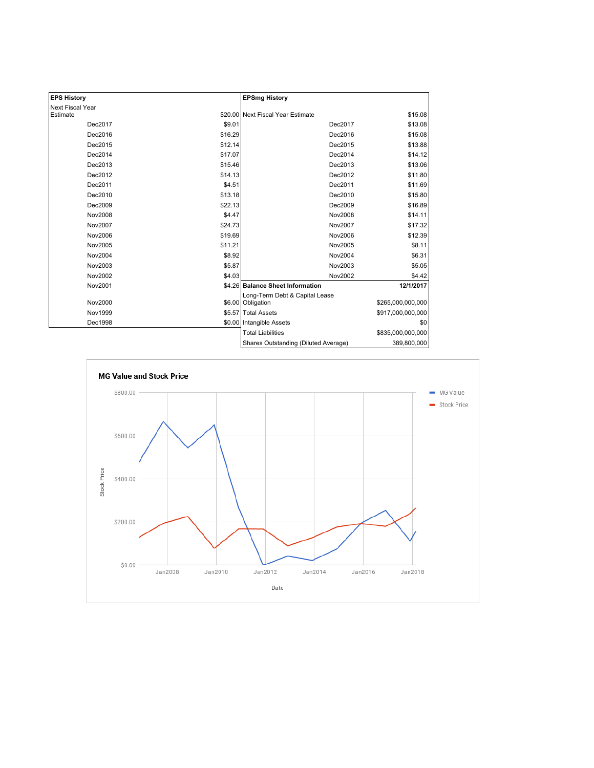| EPS History | |
|---|---|
| Next Fiscal Year Estimate | $20.00 |
| Dec2017 | $9.01 |
| Dec2016 | $16.29 |
| Dec2015 | $12.14 |
| Dec2014 | $17.07 |
| Dec2013 | $15.46 |
| Dec2012 | $14.13 |
| Dec2011 | $4.51 |
| Dec2010 | $13.18 |
| Dec2009 | $22.13 |
| Nov2008 | $4.47 |
| Nov2007 | $24.73 |
| Nov2006 | $19.69 |
| Nov2005 | $11.21 |
| Nov2004 | $8.92 |
| Nov2003 | $5.87 |
| Nov2002 | $4.03 |
| Nov2001 | $4.26 |
| Nov2000 | $6.00 |
| Nov1999 | $5.57 |
| Dec1998 | $0.00 |

| EPSmg History | |
|---|---|
| Next Fiscal Year Estimate | $15.08 |
| Dec2017 | $13.08 |
| Dec2016 | $15.08 |
| Dec2015 | $13.88 |
| Dec2014 | $14.12 |
| Dec2013 | $13.06 |
| Dec2012 | $11.80 |
| Dec2011 | $11.69 |
| Dec2010 | $15.80 |
| Dec2009 | $16.89 |
| Nov2008 | $14.11 |
| Nov2007 | $17.32 |
| Nov2006 | $12.39 |
| Nov2005 | $8.11 |
| Nov2004 | $6.31 |
| Nov2003 | $5.05 |
| Nov2002 | $4.42 |

| Balance Sheet Information | 12/1/2017 |
|---|---|
| Long-Term Debt & Capital Lease Obligation | $265,000,000,000 |
| Total Assets | $917,000,000,000 |
| Intangible Assets | $0 |
| Total Liabilities | $835,000,000,000 |
| Shares Outstanding (Diluted Average) | 389,800,000 |

**MG Value and Stock Price**

Legend: MG Value, Stock Price

Y-axis: Stock Price ($0.00 – $800.00); X-axis: Date (Jan2008 – Jan2018)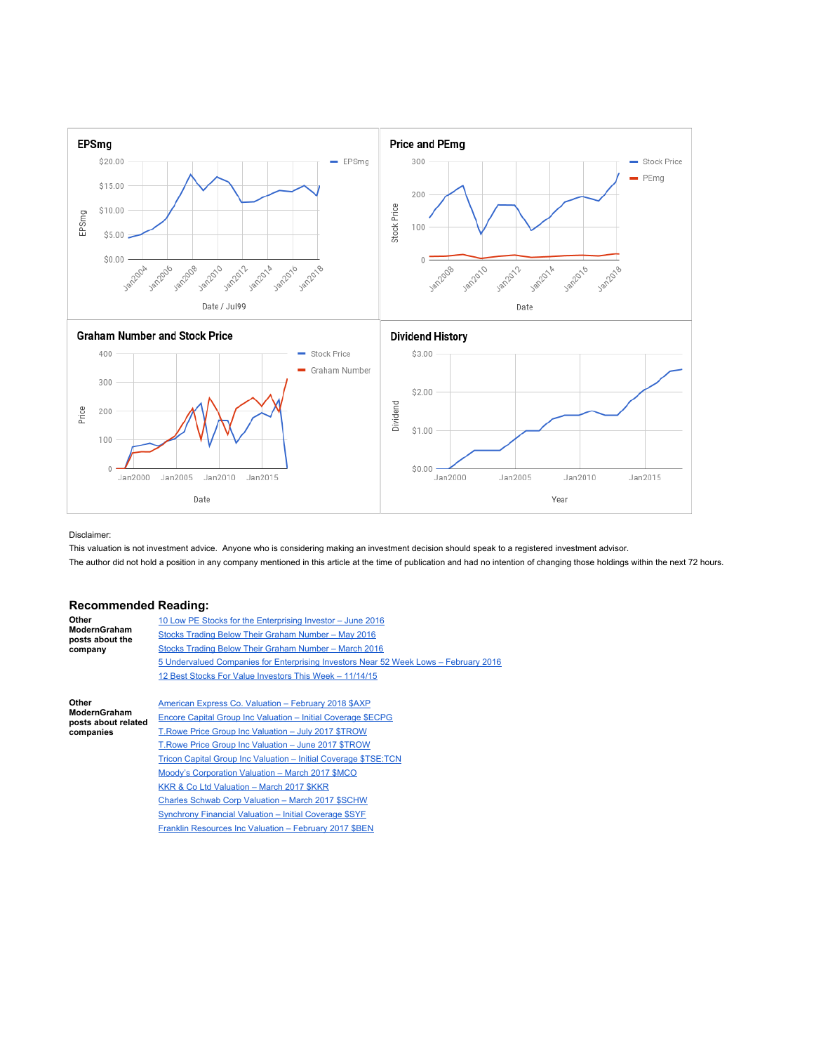## EPSmg

$20.00
$15.00
$10.00
$5.00
$0.00

EPSmg

Jan2004 Jan2006 Jan2008 Jan2010 Jan2012 Jan2014 Jan2016 Jan2018

Date / Jul99

EPSmg

## Price and PEmg

300
200
100
0

Stock Price

Jan2008 Jan2010 Jan2012 Jan2014 Jan2016 Jan2018

Date

Stock Price
PEmg

## Graham Number and Stock Price

400
300
200
100
0

Price

Jan2000 Jan2005 Jan2010 Jan2015

Date

Stock Price
Graham Number

## Dividend History

$3.00
$2.00
$1.00
$0.00

Dividend

Jan2000 Jan2005 Jan2010 Jan2015

Year

Disclaimer:

This valuation is not investment advice. Anyone who is considering making an investment decision should speak to a registered investment advisor.

The author did not hold a position in any company mentioned in this article at the time of publication and had no intention of changing those holdings within the next 72 hours.

## Recommended Reading:

**Other ModernGraham posts about the company**

- 10 Low PE Stocks for the Enterprising Investor – June 2016
- Stocks Trading Below Their Graham Number – May 2016
- Stocks Trading Below Their Graham Number – March 2016
- 5 Undervalued Companies for Enterprising Investors Near 52 Week Lows – February 2016
- 12 Best Stocks For Value Investors This Week – 11/14/15

**Other ModernGraham posts about related companies**

- American Express Co. Valuation – February 2018 $AXP
- Encore Capital Group Inc Valuation – Initial Coverage $ECPG
- T.Rowe Price Group Inc Valuation – July 2017 $TROW
- T.Rowe Price Group Inc Valuation – June 2017 $TROW
- Tricon Capital Group Inc Valuation – Initial Coverage $TSE:TCN
- Moody's Corporation Valuation – March 2017 $MCO
- KKR & Co Ltd Valuation – March 2017 $KKR
- Charles Schwab Corp Valuation – March 2017 $SCHW
- Synchrony Financial Valuation – Initial Coverage $SYF
- Franklin Resources Inc Valuation – February 2017 $BEN